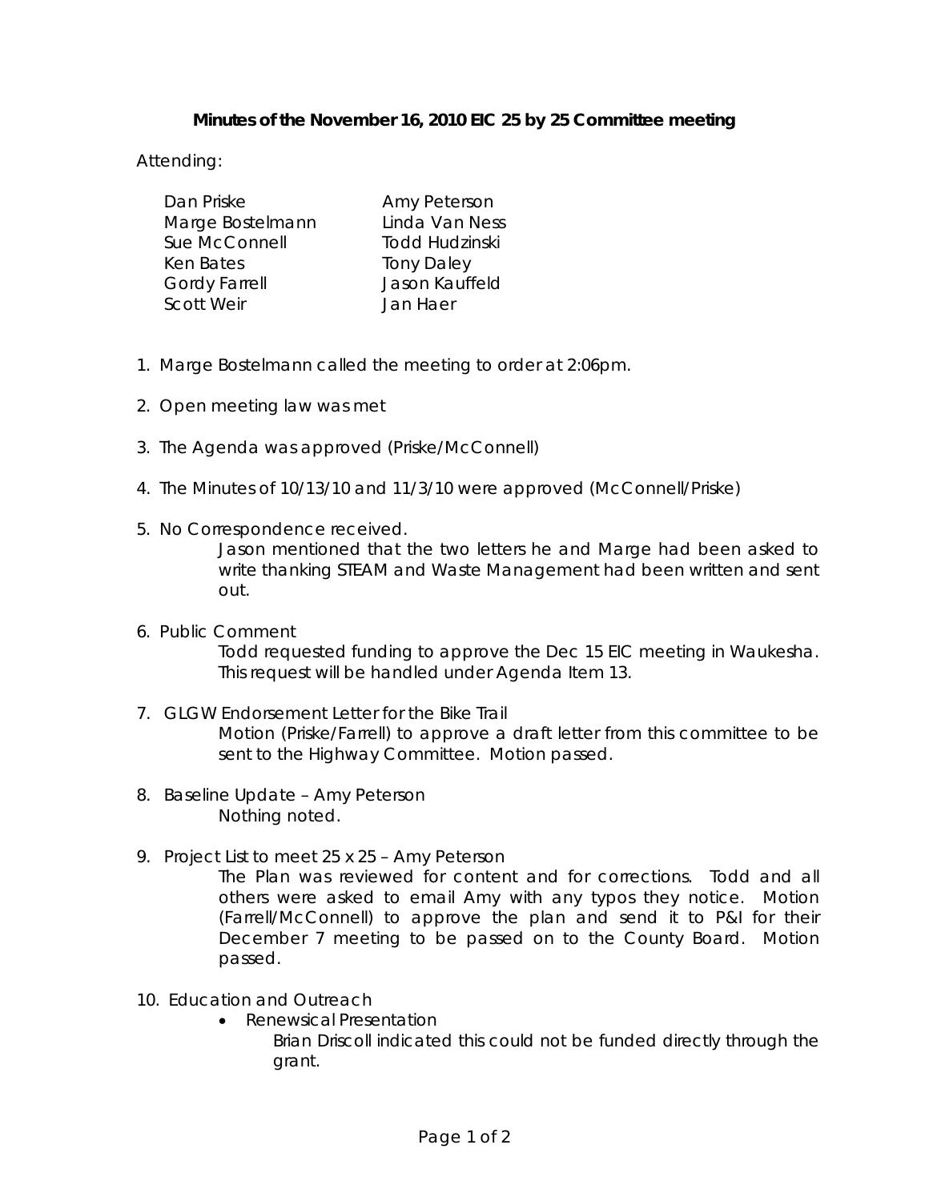**Minutes of the November 16, 2010 EIC 25 by 25 Committee meeting**

Attending:

| | |
|---|---|
| Dan Priske | Amy Peterson |
| Marge Bostelmann | Linda Van Ness |
| Sue McConnell | Todd Hudzinski |
| Ken Bates | Tony Daley |
| Gordy Farrell | Jason Kauffeld |
| Scott Weir | Jan Haer |

1. Marge Bostelmann called the meeting to order at 2:06pm.

2. Open meeting law was met

3. The Agenda was approved (Priske/McConnell)

4. The Minutes of 10/13/10 and 11/3/10 were approved (McConnell/Priske)

5. No Correspondence received.

   Jason mentioned that the two letters he and Marge had been asked to write thanking STEAM and Waste Management had been written and sent out.

6. Public Comment

   Todd requested funding to approve the Dec 15 EIC meeting in Waukesha. This request will be handled under Agenda Item 13.

7. GLGW Endorsement Letter for the Bike Trail

   Motion (Priske/Farrell) to approve a draft letter from this committee to be sent to the Highway Committee. Motion passed.

8. Baseline Update – Amy Peterson

   Nothing noted.

9. Project List to meet 25 x 25 – Amy Peterson

   The Plan was reviewed for content and for corrections. Todd and all others were asked to email Amy with any typos they notice. Motion (Farrell/McConnell) to approve the plan and send it to P&I for their December 7 meeting to be passed on to the County Board. Motion passed.

10. Education and Outreach
    - Renewsical Presentation

      Brian Driscoll indicated this could not be funded directly through the grant.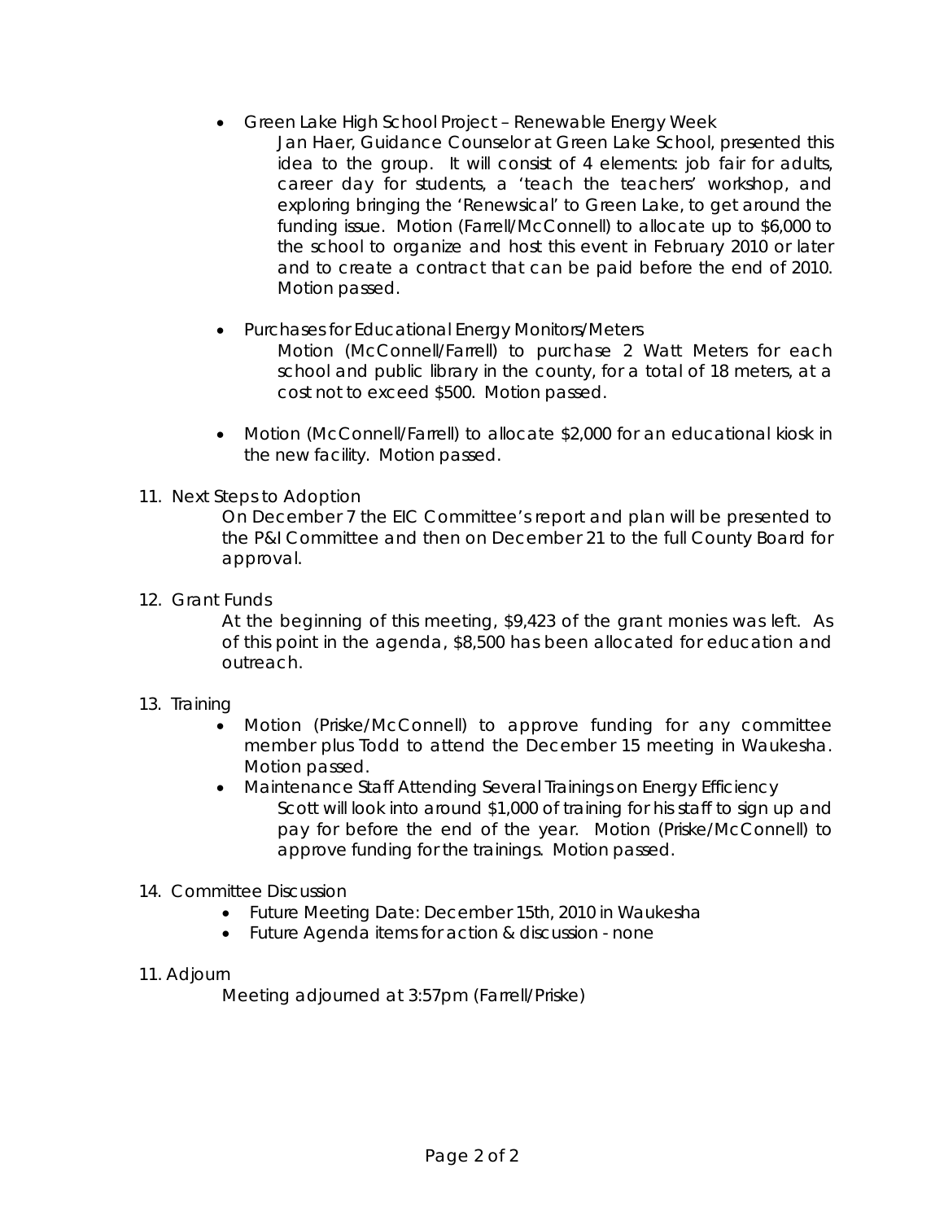- Green Lake High School Project – Renewable Energy Week

  Jan Haer, Guidance Counselor at Green Lake School, presented this idea to the group. It will consist of 4 elements: job fair for adults, career day for students, a 'teach the teachers' workshop, and exploring bringing the 'Renewsical' to Green Lake, to get around the funding issue. Motion (Farrell/McConnell) to allocate up to $6,000 to the school to organize and host this event in February 2010 or later and to create a contract that can be paid before the end of 2010. Motion passed.

- Purchases for Educational Energy Monitors/Meters

  Motion (McConnell/Farrell) to purchase 2 Watt Meters for each school and public library in the county, for a total of 18 meters, at a cost not to exceed $500. Motion passed.

- Motion (McConnell/Farrell) to allocate $2,000 for an educational kiosk in the new facility. Motion passed.

11. Next Steps to Adoption

    On December 7 the EIC Committee's report and plan will be presented to the P&I Committee and then on December 21 to the full County Board for approval.

12. Grant Funds

    At the beginning of this meeting, $9,423 of the grant monies was left. As of this point in the agenda, $8,500 has been allocated for education and outreach.

13. Training

    - Motion (Priske/McConnell) to approve funding for any committee member plus Todd to attend the December 15 meeting in Waukesha. Motion passed.
    - Maintenance Staff Attending Several Trainings on Energy Efficiency

      Scott will look into around $1,000 of training for his staff to sign up and pay for before the end of the year. Motion (Priske/McConnell) to approve funding for the trainings. Motion passed.

14. Committee Discussion

    - Future Meeting Date: December 15th, 2010 in Waukesha
    - Future Agenda items for action & discussion - none

11. Adjourn

    Meeting adjourned at 3:57pm (Farrell/Priske)